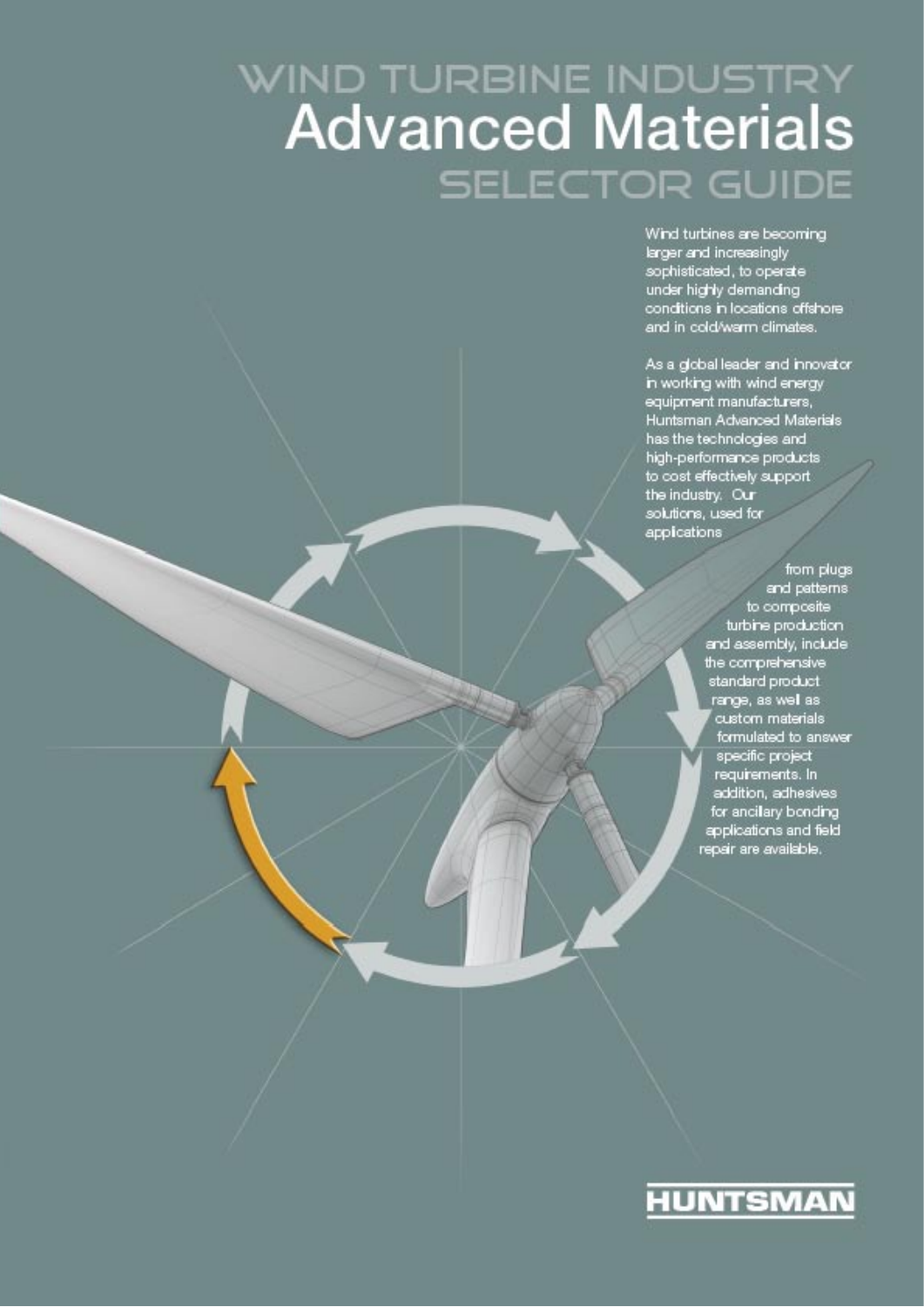# WIND TURBINE INDUSTRY
# Advanced Materials
## SELECTOR GUIDE

Wind turbines are becoming larger and increasingly sophisticated, to operate under highly demanding conditions in locations offshore and in cold/warm climates.

As a global leader and innovator in working with wind energy equipment manufacturers, Huntsman Advanced Materials has the technologies and high-performance products to cost effectively support the industry. Our solutions, used for applications from plugs and patterns to composite turbine production and assembly, include the comprehensive standard product range, as well as custom materials formulated to answer specific project requirements. In addition, adhesives for ancillary bonding applications and field repair are available.

HUNTSMAN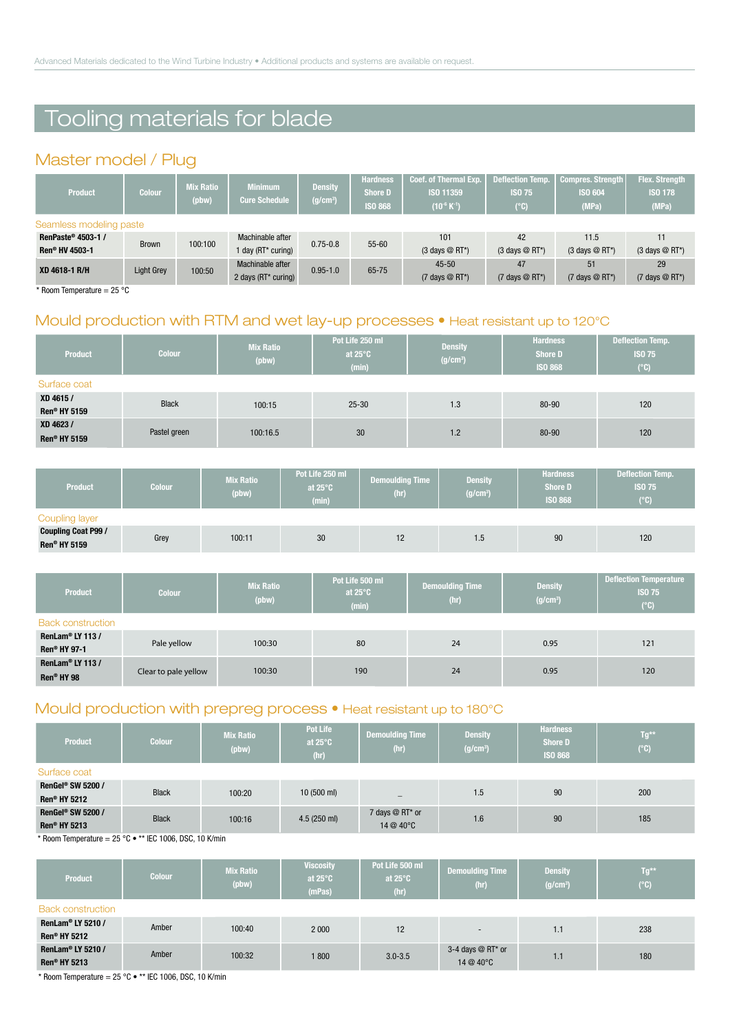# Tooling materials for blade

## Master model / Plug

| Product | Colour | Mix Ratio (pbw) | Minimum Cure Schedule | Density (g/cm³) | Hardness Shore D ISO 868 | Coef. of Thermal Exp. ISO 11359 ($10^{-6}$ K$^{-1}$) | Deflection Temp. ISO 75 (°C) | Compres. Strength ISO 604 (MPa) | Flex. Strength ISO 178 (MPa) |
|---|---|---|---|---|---|---|---|---|---|
| Seamless modeling paste | | | | | | | | | |
| **RenPaste® 4503-1 / Ren® HV 4503-1** | Brown | 100:100 | Machinable after 1 day (RT* curing) | 0.75-0.8 | 55-60 | 101 (3 days @ RT*) | 42 (3 days @ RT*) | 11.5 (3 days @ RT*) | 11 (3 days @ RT*) |
| **XD 4618-1 R/H** | Light Grey | 100:50 | Machinable after 2 days (RT* curing) | 0.95-1.0 | 65-75 | 45-50 (7 days @ RT*) | 47 (7 days @ RT*) | 51 (7 days @ RT*) | 29 (7 days @ RT*) |

\* Room Temperature = 25 °C

## Mould production with RTM and wet lay-up processes • Heat resistant up to 120°C

| Product | Colour | Mix Ratio (pbw) | Pot Life 250 ml at 25°C (min) | Density (g/cm³) | Hardness Shore D ISO 868 | Deflection Temp. ISO 75 (°C) |
|---|---|---|---|---|---|---|
| Surface coat | | | | | | |
| **XD 4615 / Ren® HY 5159** | Black | 100:15 | 25-30 | 1.3 | 80-90 | 120 |
| **XD 4623 / Ren® HY 5159** | Pastel green | 100:16.5 | 30 | 1.2 | 80-90 | 120 |

| Product | Colour | Mix Ratio (pbw) | Pot Life 250 ml at 25°C (min) | Demoulding Time (hr) | Density (g/cm³) | Hardness Shore D ISO 868 | Deflection Temp. ISO 75 (°C) |
|---|---|---|---|---|---|---|---|
| Coupling layer | | | | | | | |
| **Coupling Coat P99 / Ren® HY 5159** | Grey | 100:11 | 30 | 12 | 1.5 | 90 | 120 |

| Product | Colour | Mix Ratio (pbw) | Pot Life 500 ml at 25°C (min) | Demoulding Time (hr) | Density (g/cm³) | Deflection Temperature ISO 75 (°C) |
|---|---|---|---|---|---|---|
| Back construction | | | | | | |
| **RenLam® LY 113 / Ren® HY 97-1** | Pale yellow | 100:30 | 80 | 24 | 0.95 | 121 |
| **RenLam® LY 113 / Ren® HY 98** | Clear to pale yellow | 100:30 | 190 | 24 | 0.95 | 120 |

## Mould production with prepreg process • Heat resistant up to 180°C

| Product | Colour | Mix Ratio (pbw) | Pot Life at 25°C (hr) | Demoulding Time (hr) | Density (g/cm³) | Hardness Shore D ISO 868 | Tg** (°C) |
|---|---|---|---|---|---|---|---|
| Surface coat | | | | | | | |
| **RenGel® SW 5200 / Ren® HY 5212** | Black | 100:20 | 10 (500 ml) | _ | 1.5 | 90 | 200 |
| **RenGel® SW 5200 / Ren® HY 5213** | Black | 100:16 | 4.5 (250 ml) | 7 days @ RT* or 14 @ 40°C | 1.6 | 90 | 185 |

\* Room Temperature = 25 °C • ** IEC 1006, DSC, 10 K/min

| Product | Colour | Mix Ratio (pbw) | Viscosity at 25°C (mPas) | Pot Life 500 ml at 25°C (hr) | Demoulding Time (hr) | Density (g/cm³) | Tg** (°C) |
|---|---|---|---|---|---|---|---|
| Back construction | | | | | | | |
| **RenLam® LY 5210 / Ren® HY 5212** | Amber | 100:40 | 2 000 | 12 | - | 1.1 | 238 |
| **RenLam® LY 5210 / Ren® HY 5213** | Amber | 100:32 | 1 800 | 3.0-3.5 | 3-4 days @ RT* or 14 @ 40°C | 1.1 | 180 |

\* Room Temperature = 25 °C • ** IEC 1006, DSC, 10 K/min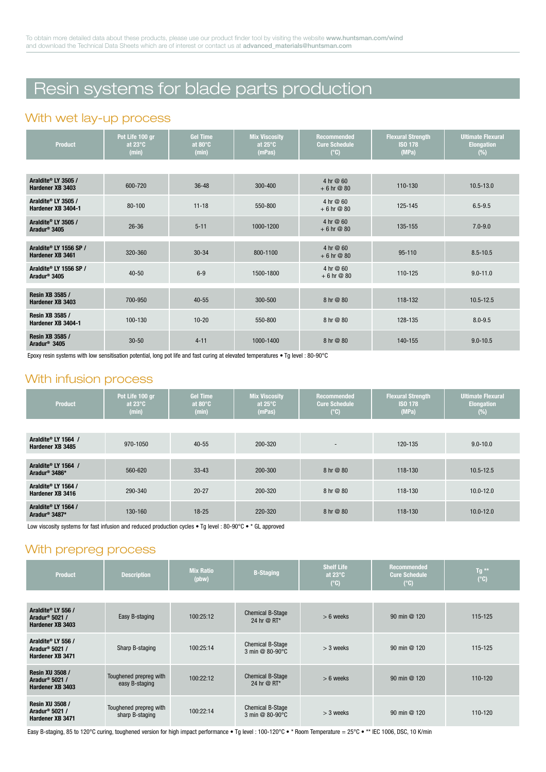To obtain more detailed data about these products, please use our product finder tool by visiting the website **www.huntsman.com/wind** and download the Technical Data Sheets which are of interest or contact us at **advanced_materials@huntsman.com**

# Resin systems for blade parts production

## With wet lay-up process

| Product | Pot Life 100 gr at 23°C (min) | Gel Time at 80°C (min) | Mix Viscosity at 25°C (mPas) | Recommended Cure Schedule (°C) | Flexural Strength ISO 178 (MPa) | Ultimate Flexural Elongation (%) |
|---|---|---|---|---|---|---|
| **Araldite® LY 3505 / Hardener XB 3403** | 600-720 | 36-48 | 300-400 | 4 hr @ 60 + 6 hr @ 80 | 110-130 | 10.5-13.0 |
| **Araldite® LY 3505 / Hardener XB 3404-1** | 80-100 | 11-18 | 550-800 | 4 hr @ 60 + 6 hr @ 80 | 125-145 | 6.5-9.5 |
| **Araldite® LY 3505 / Aradur® 3405** | 26-36 | 5-11 | 1000-1200 | 4 hr @ 60 + 6 hr @ 80 | 135-155 | 7.0-9.0 |
| **Araldite® LY 1556 SP / Hardener XB 3461** | 320-360 | 30-34 | 800-1100 | 4 hr @ 60 + 6 hr @ 80 | 95-110 | 8.5-10.5 |
| **Araldite® LY 1556 SP / Aradur® 3405** | 40-50 | 6-9 | 1500-1800 | 4 hr @ 60 + 6 hr @ 80 | 110-125 | 9.0-11.0 |
| **Resin XB 3585 / Hardener XB 3403** | 700-950 | 40-55 | 300-500 | 8 hr @ 80 | 118-132 | 10.5-12.5 |
| **Resin XB 3585 / Hardener XB 3404-1** | 100-130 | 10-20 | 550-800 | 8 hr @ 80 | 128-135 | 8.0-9.5 |
| **Resin XB 3585 / Aradur® 3405** | 30-50 | 4-11 | 1000-1400 | 8 hr @ 80 | 140-155 | 9.0-10.5 |

Epoxy resin systems with low sensitisation potential, long pot life and fast curing at elevated temperatures • Tg level : 80-90°C

## With infusion process

| Product | Pot Life 100 gr at 23°C (min) | Gel Time at 80°C (min) | Mix Viscosity at 25°C (mPas) | Recommended Cure Schedule (°C) | Flexural Strength ISO 178 (MPa) | Ultimate Flexural Elongation (%) |
|---|---|---|---|---|---|---|
| **Araldite® LY 1564 / Hardener XB 3485** | 970-1050 | 40-55 | 200-320 | - | 120-135 | 9.0-10.0 |
| **Araldite® LY 1564 / Aradur® 3486*** | 560-620 | 33-43 | 200-300 | 8 hr @ 80 | 118-130 | 10.5-12.5 |
| **Araldite® LY 1564 / Hardener XB 3416** | 290-340 | 20-27 | 200-320 | 8 hr @ 80 | 118-130 | 10.0-12.0 |
| **Araldite® LY 1564 / Aradur® 3487*** | 130-160 | 18-25 | 220-320 | 8 hr @ 80 | 118-130 | 10.0-12.0 |

Low viscosity systems for fast infusion and reduced production cycles • Tg level : 80-90°C • * GL approved

## With prepreg process

| Product | Description | Mix Ratio (pbw) | B-Staging | Shelf Life at 23°C (°C) | Recommended Cure Schedule (°C) | Tg ** (°C) |
|---|---|---|---|---|---|---|
| **Araldite® LY 556 / Aradur® 5021 / Hardener XB 3403** | Easy B-staging | 100:25:12 | Chemical B-Stage 24 hr @ RT* | > 6 weeks | 90 min @ 120 | 115-125 |
| **Araldite® LY 556 / Aradur® 5021 / Hardener XB 3471** | Sharp B-staging | 100:25:14 | Chemical B-Stage 3 min @ 80-90°C | > 3 weeks | 90 min @ 120 | 115-125 |
| **Resin XU 3508 / Aradur® 5021 / Hardener XB 3403** | Toughened prepreg with easy B-staging | 100:22:12 | Chemical B-Stage 24 hr @ RT* | > 6 weeks | 90 min @ 120 | 110-120 |
| **Resin XU 3508 / Aradur® 5021 / Hardener XB 3471** | Toughened prepreg with sharp B-staging | 100:22:14 | Chemical B-Stage 3 min @ 80-90°C | > 3 weeks | 90 min @ 120 | 110-120 |

Easy B-staging, 85 to 120°C curing, toughened version for high impact performance • Tg level : 100-120°C • * Room Temperature = 25°C • ** IEC 1006, DSC, 10 K/min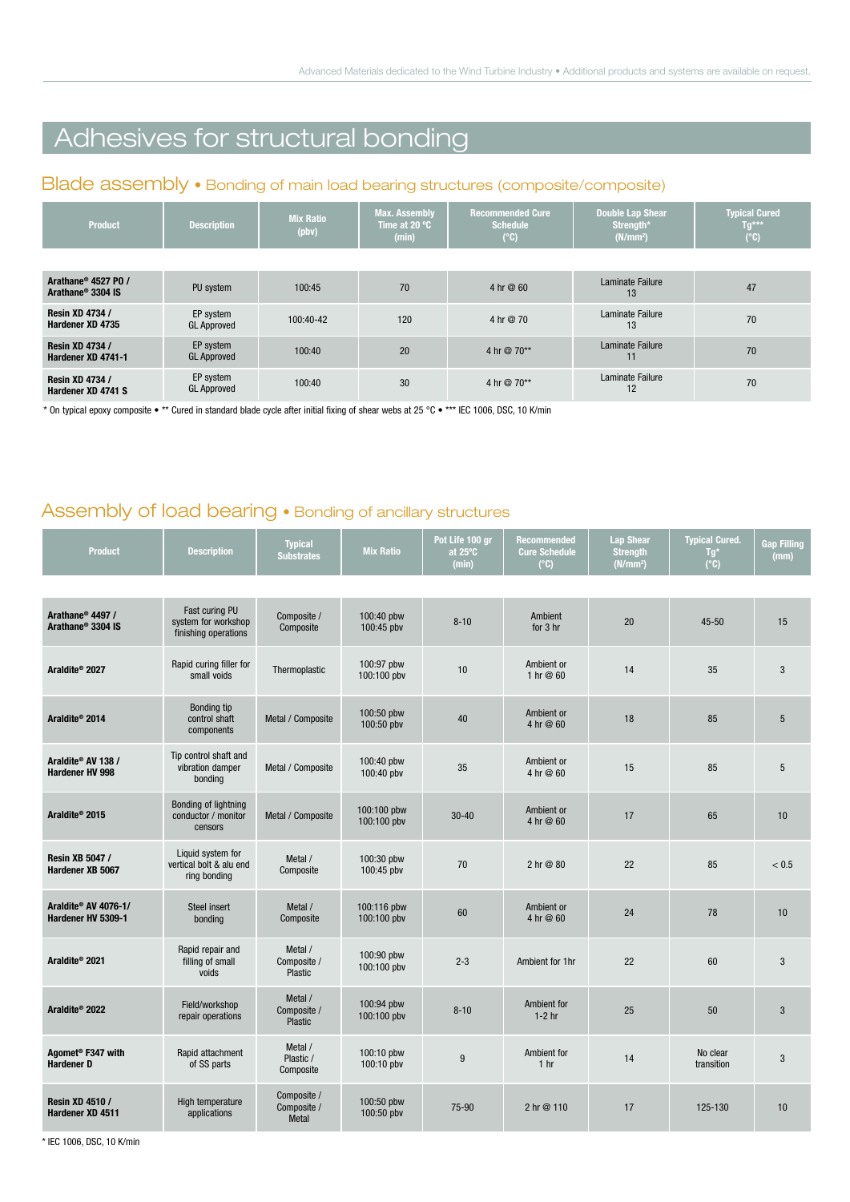# Adhesives for structural bonding

## Blade assembly • Bonding of main load bearing structures (composite/composite)

| Product | Description | Mix Ratio (pbv) | Max. Assembly Time at 20 °C (min) | Recommended Cure Schedule (°C) | Double Lap Shear Strength* ($N/mm^2$) | Typical Cured Tg*** (°C) |
|---|---|---|---|---|---|---|
| **Arathane® 4527 PO / Arathane® 3304 IS** | PU system | 100:45 | 70 | 4 hr @ 60 | Laminate Failure 13 | 47 |
| **Resin XD 4734 / Hardener XD 4735** | EP system GL Approved | 100:40-42 | 120 | 4 hr @ 70 | Laminate Failure 13 | 70 |
| **Resin XD 4734 / Hardener XD 4741-1** | EP system GL Approved | 100:40 | 20 | 4 hr @ 70** | Laminate Failure 11 | 70 |
| **Resin XD 4734 / Hardener XD 4741 S** | EP system GL Approved | 100:40 | 30 | 4 hr @ 70** | Laminate Failure 12 | 70 |

* On typical epoxy composite • ** Cured in standard blade cycle after initial fixing of shear webs at 25 °C • *** IEC 1006, DSC, 10 K/min

## Assembly of load bearing • Bonding of ancillary structures

| Product | Description | Typical Substrates | Mix Ratio | Pot Life 100 gr at 25°C (min) | Recommended Cure Schedule (°C) | Lap Shear Strength ($N/mm^2$) | Typical Cured. Tg* (°C) | Gap Filling (mm) |
|---|---|---|---|---|---|---|---|---|
| **Arathane® 4497 / Arathane® 3304 IS** | Fast curing PU system for workshop finishing operations | Composite / Composite | 100:40 pbw 100:45 pbv | 8-10 | Ambient for 3 hr | 20 | 45-50 | 15 |
| **Araldite® 2027** | Rapid curing filler for small voids | Thermoplastic | 100:97 pbw 100:100 pbv | 10 | Ambient or 1 hr @ 60 | 14 | 35 | 3 |
| **Araldite® 2014** | Bonding tip control shaft components | Metal / Composite | 100:50 pbw 100:50 pbv | 40 | Ambient or 4 hr @ 60 | 18 | 85 | 5 |
| **Araldite® AV 138 / Hardener HV 998** | Tip control shaft and vibration damper bonding | Metal / Composite | 100:40 pbw 100:40 pbv | 35 | Ambient or 4 hr @ 60 | 15 | 85 | 5 |
| **Araldite® 2015** | Bonding of lightning conductor / monitor censors | Metal / Composite | 100:100 pbw 100:100 pbv | 30-40 | Ambient or 4 hr @ 60 | 17 | 65 | 10 |
| **Resin XB 5047 / Hardener XB 5067** | Liquid system for vertical bolt & alu end ring bonding | Metal / Composite | 100:30 pbw 100:45 pbv | 70 | 2 hr @ 80 | 22 | 85 | < 0.5 |
| **Araldite® AV 4076-1/ Hardener HV 5309-1** | Steel insert bonding | Metal / Composite | 100:116 pbw 100:100 pbv | 60 | Ambient or 4 hr @ 60 | 24 | 78 | 10 |
| **Araldite® 2021** | Rapid repair and filling of small voids | Metal / Composite / Plastic | 100:90 pbw 100:100 pbv | 2-3 | Ambient for 1hr | 22 | 60 | 3 |
| **Araldite® 2022** | Field/workshop repair operations | Metal / Composite / Plastic | 100:94 pbw 100:100 pbv | 8-10 | Ambient for 1-2 hr | 25 | 50 | 3 |
| **Agomet® F347 with Hardener D** | Rapid attachment of SS parts | Metal / Plastic / Composite | 100:10 pbw 100:10 pbv | 9 | Ambient for 1 hr | 14 | No clear transition | 3 |
| **Resin XD 4510 / Hardener XD 4511** | High temperature applications | Composite / Composite / Metal | 100:50 pbw 100:50 pbv | 75-90 | 2 hr @ 110 | 17 | 125-130 | 10 |

* IEC 1006, DSC, 10 K/min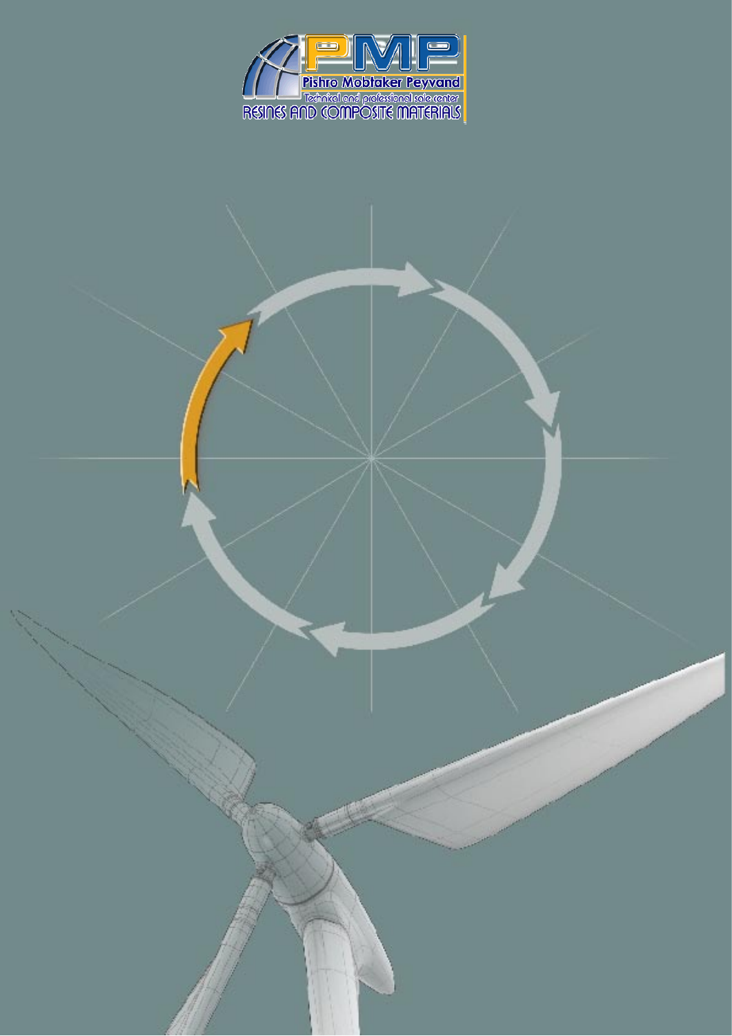PMP

Pishro Mobtaker Peyvand

Technical and professional sale center

RESINES AND COMPOSITE MATERIALS